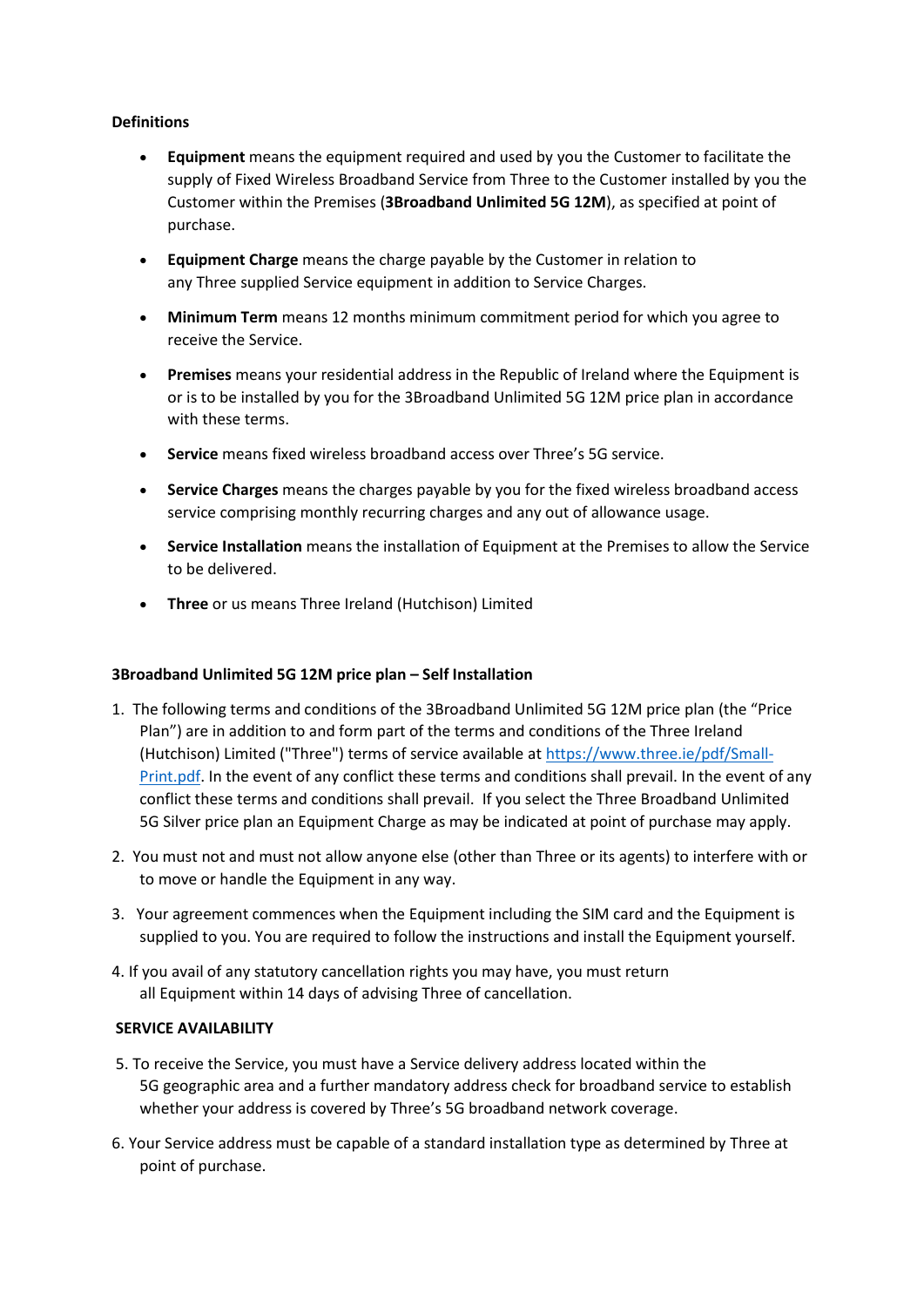**Definitions**

- **Equipment** means the equipment required and used by you the Customer to facilitate the supply of Fixed Wireless Broadband Service from Three to the Customer installed by you the Customer within the Premises (**3Broadband Unlimited 5G 12M**), as specified at point of purchase.
- **Equipment Charge** means the charge payable by the Customer in relation to any Three supplied Service equipment in addition to Service Charges.
- **Minimum Term** means 12 months minimum commitment period for which you agree to receive the Service.
- **Premises** means your residential address in the Republic of Ireland where the Equipment is or is to be installed by you for the 3Broadband Unlimited 5G 12M price plan in accordance with these terms.
- **Service** means fixed wireless broadband access over Three's 5G service.
- **Service Charges** means the charges payable by you for the fixed wireless broadband access service comprising monthly recurring charges and any out of allowance usage.
- **Service Installation** means the installation of Equipment at the Premises to allow the Service to be delivered.
- **Three** or us means Three Ireland (Hutchison) Limited

**3Broadband Unlimited 5G 12M price plan – Self Installation**

1. The following terms and conditions of the 3Broadband Unlimited 5G 12M price plan (the "Price Plan") are in addition to and form part of the terms and conditions of the Three Ireland (Hutchison) Limited ("Three") terms of service available at [https://www.three.ie/pdf/Small-Print.pdf](https://www.three.ie/pdf/Small-Print.pdf). In the event of any conflict these terms and conditions shall prevail. In the event of any conflict these terms and conditions shall prevail. If you select the Three Broadband Unlimited 5G Silver price plan an Equipment Charge as may be indicated at point of purchase may apply.
2. You must not and must not allow anyone else (other than Three or its agents) to interfere with or to move or handle the Equipment in any way.
3. Your agreement commences when the Equipment including the SIM card and the Equipment is supplied to you. You are required to follow the instructions and install the Equipment yourself.
4. If you avail of any statutory cancellation rights you may have, you must return all Equipment within 14 days of advising Three of cancellation.

**SERVICE AVAILABILITY**

5. To receive the Service, you must have a Service delivery address located within the 5G geographic area and a further mandatory address check for broadband service to establish whether your address is covered by Three's 5G broadband network coverage.
6. Your Service address must be capable of a standard installation type as determined by Three at point of purchase.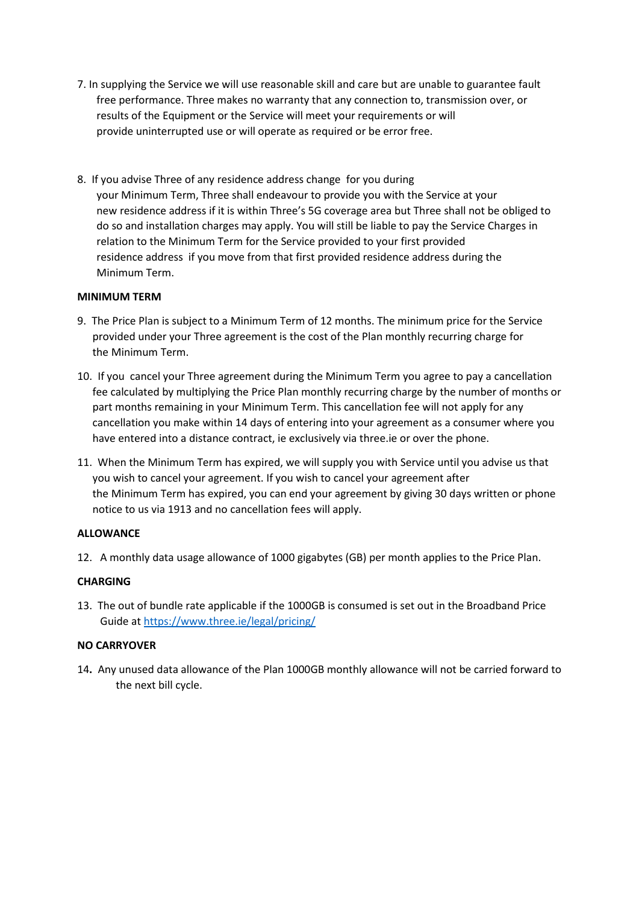7. In supplying the Service we will use reasonable skill and care but are unable to guarantee fault free performance. Three makes no warranty that any connection to, transmission over, or results of the Equipment or the Service will meet your requirements or will provide uninterrupted use or will operate as required or be error free.

8. If you advise Three of any residence address change for you during your Minimum Term, Three shall endeavour to provide you with the Service at your new residence address if it is within Three's 5G coverage area but Three shall not be obliged to do so and installation charges may apply. You will still be liable to pay the Service Charges in relation to the Minimum Term for the Service provided to your first provided residence address if you move from that first provided residence address during the Minimum Term.

**MINIMUM TERM**

9. The Price Plan is subject to a Minimum Term of 12 months. The minimum price for the Service provided under your Three agreement is the cost of the Plan monthly recurring charge for the Minimum Term.

10. If you cancel your Three agreement during the Minimum Term you agree to pay a cancellation fee calculated by multiplying the Price Plan monthly recurring charge by the number of months or part months remaining in your Minimum Term. This cancellation fee will not apply for any cancellation you make within 14 days of entering into your agreement as a consumer where you have entered into a distance contract, ie exclusively via three.ie or over the phone.

11. When the Minimum Term has expired, we will supply you with Service until you advise us that you wish to cancel your agreement. If you wish to cancel your agreement after the Minimum Term has expired, you can end your agreement by giving 30 days written or phone notice to us via 1913 and no cancellation fees will apply.

**ALLOWANCE**

12. A monthly data usage allowance of 1000 gigabytes (GB) per month applies to the Price Plan.

**CHARGING**

13. The out of bundle rate applicable if the 1000GB is consumed is set out in the Broadband Price Guide at [https://www.three.ie/legal/pricing/](https://www.three.ie/legal/pricing/)

**NO CARRYOVER**

14. Any unused data allowance of the Plan 1000GB monthly allowance will not be carried forward to the next bill cycle.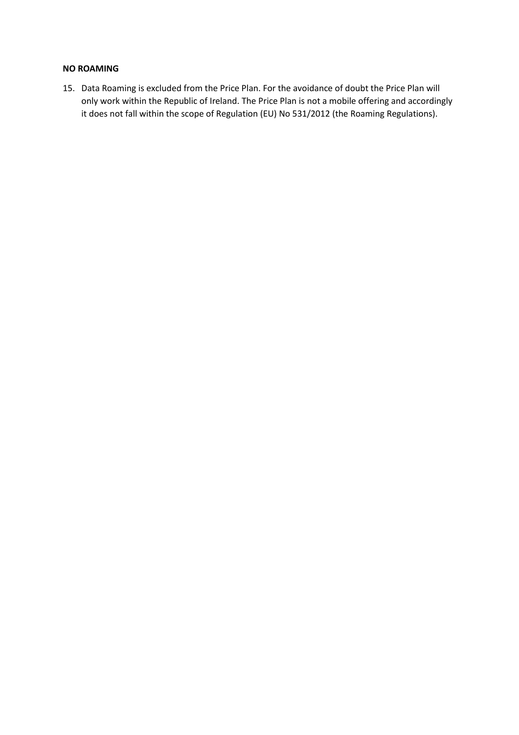**NO ROAMING**

15. Data Roaming is excluded from the Price Plan. For the avoidance of doubt the Price Plan will only work within the Republic of Ireland. The Price Plan is not a mobile offering and accordingly it does not fall within the scope of Regulation (EU) No 531/2012 (the Roaming Regulations).